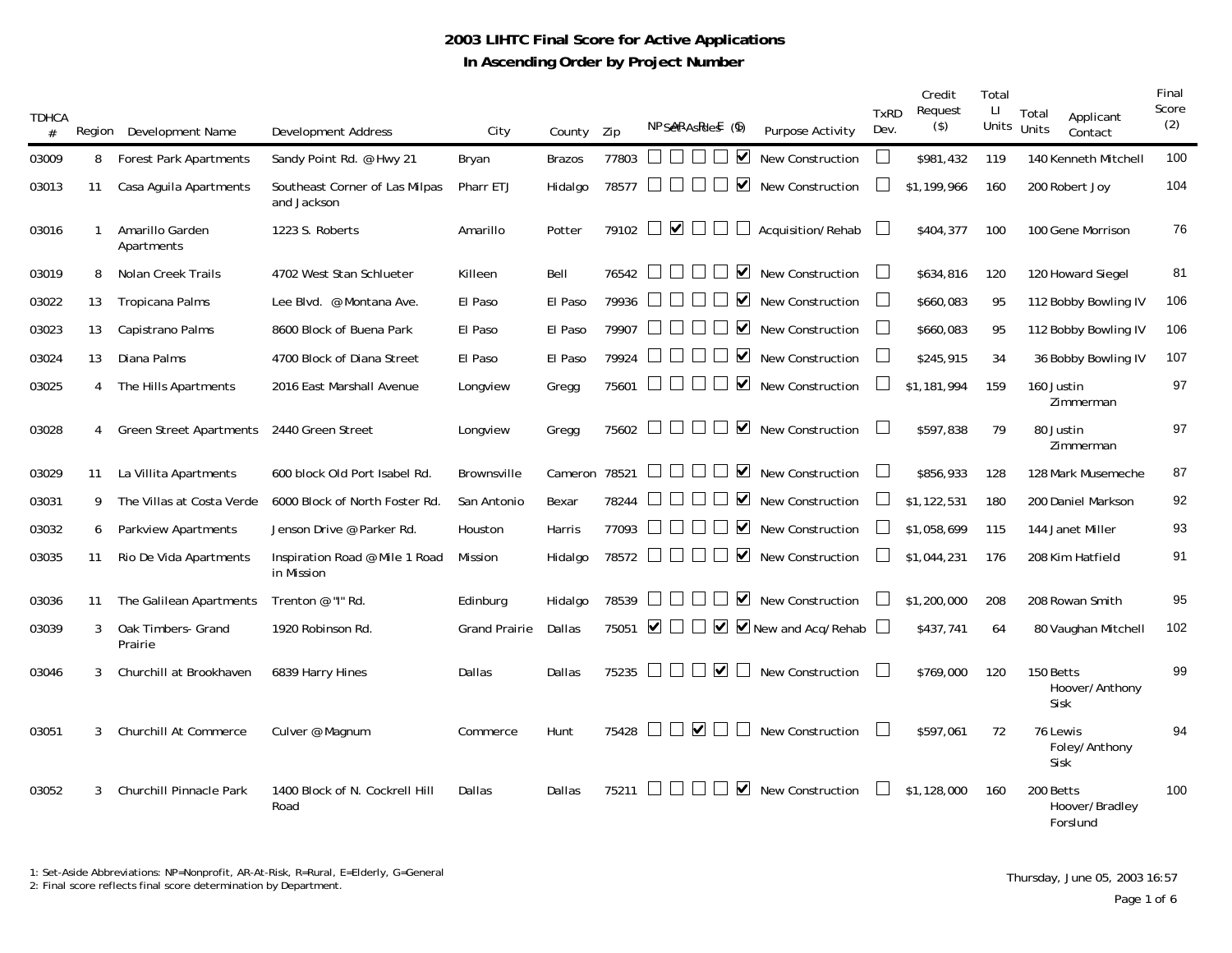# 2003 LIHTC Final Score for Active Applications

## In Ascending Order by Project Number

| TDHCA # | Region | Development Name | Development Address | City | County | Zip | NP | AR | R | E | G | Purpose Activity | TxRD Dev. | Credit Request ($) | Total LI Units | Total Units | Applicant Contact | Final Score (2) |
|---|---|---|---|---|---|---|---|---|---|---|---|---|---|---|---|---|---|---|
| 03009 | 8 | Forest Park Apartments | Sandy Point Rd. @ Hwy 21 | Bryan | Brazos | 77803 | ☐ | ☐ | ☐ | ☐ | ☑ | New Construction | ☐ | $981,432 | 119 | 140 | Kenneth Mitchell | 100 |
| 03013 | 11 | Casa Aguila Apartments | Southeast Corner of Las Milpas and Jackson | Pharr ETJ | Hidalgo | 78577 | ☐ | ☐ | ☐ | ☐ | ☑ | New Construction | ☐ | $1,199,966 | 160 | 200 | Robert Joy | 104 |
| 03016 | 1 | Amarillo Garden Apartments | 1223 S. Roberts | Amarillo | Potter | 79102 | ☐ | ☑ | ☐ | ☐ | ☐ | Acquisition/Rehab | ☐ | $404,377 | 100 | 100 | Gene Morrison | 76 |
| 03019 | 8 | Nolan Creek Trails | 4702 West Stan Schlueter | Killeen | Bell | 76542 | ☐ | ☐ | ☐ | ☐ | ☑ | New Construction | ☐ | $634,816 | 120 | 120 | Howard Siegel | 81 |
| 03022 | 13 | Tropicana Palms | Lee Blvd. @ Montana Ave. | El Paso | El Paso | 79936 | ☐ | ☐ | ☐ | ☐ | ☑ | New Construction | ☐ | $660,083 | 95 | 112 | Bobby Bowling IV | 106 |
| 03023 | 13 | Capistrano Palms | 8600 Block of Buena Park | El Paso | El Paso | 79907 | ☐ | ☐ | ☐ | ☐ | ☑ | New Construction | ☐ | $660,083 | 95 | 112 | Bobby Bowling IV | 106 |
| 03024 | 13 | Diana Palms | 4700 Block of Diana Street | El Paso | El Paso | 79924 | ☐ | ☐ | ☐ | ☐ | ☑ | New Construction | ☐ | $245,915 | 34 | 36 | Bobby Bowling IV | 107 |
| 03025 | 4 | The Hills Apartments | 2016 East Marshall Avenue | Longview | Gregg | 75601 | ☐ | ☐ | ☐ | ☐ | ☑ | New Construction | ☐ | $1,181,994 | 159 | 160 | Justin Zimmerman | 97 |
| 03028 | 4 | Green Street Apartments | 2440 Green Street | Longview | Gregg | 75602 | ☐ | ☐ | ☐ | ☐ | ☑ | New Construction | ☐ | $597,838 | 79 | 80 | Justin Zimmerman | 97 |
| 03029 | 11 | La Villita Apartments | 600 block Old Port Isabel Rd. | Brownsville | Cameron | 78521 | ☐ | ☐ | ☐ | ☐ | ☑ | New Construction | ☐ | $856,933 | 128 | 128 | Mark Musemeche | 87 |
| 03031 | 9 | The Villas at Costa Verde | 6000 Block of North Foster Rd. | San Antonio | Bexar | 78244 | ☐ | ☐ | ☐ | ☐ | ☑ | New Construction | ☐ | $1,122,531 | 180 | 200 | Daniel Markson | 92 |
| 03032 | 6 | Parkview Apartments | Jenson Drive @ Parker Rd. | Houston | Harris | 77093 | ☐ | ☐ | ☐ | ☐ | ☑ | New Construction | ☐ | $1,058,699 | 115 | 144 | Janet Miller | 93 |
| 03035 | 11 | Rio De Vida Apartments | Inspiration Road @ Mile 1 Road in Mission | Mission | Hidalgo | 78572 | ☐ | ☐ | ☐ | ☐ | ☑ | New Construction | ☐ | $1,044,231 | 176 | 208 | Kim Hatfield | 91 |
| 03036 | 11 | The Galilean Apartments | Trenton @ "I" Rd. | Edinburg | Hidalgo | 78539 | ☐ | ☐ | ☐ | ☐ | ☑ | New Construction | ☐ | $1,200,000 | 208 | 208 | Rowan Smith | 95 |
| 03039 | 3 | Oak Timbers- Grand Prairie | 1920 Robinson Rd. | Grand Prairie | Dallas | 75051 | ☑ | ☐ | ☐ | ☑ | ☑ | New and Acq/Rehab | ☐ | $437,741 | 64 | 80 | Vaughan Mitchell | 102 |
| 03046 | 3 | Churchill at Brookhaven | 6839 Harry Hines | Dallas | Dallas | 75235 | ☐ | ☐ | ☐ | ☑ | ☐ | New Construction | ☐ | $769,000 | 120 | 150 | Betts Hoover/Anthony Sisk | 99 |
| 03051 | 3 | Churchill At Commerce | Culver @ Magnum | Commerce | Hunt | 75428 | ☐ | ☐ | ☑ | ☐ | ☐ | New Construction | ☐ | $597,061 | 72 | 76 | Lewis Foley/Anthony Sisk | 94 |
| 03052 | 3 | Churchill Pinnacle Park | 1400 Block of N. Cockrell Hill Road | Dallas | Dallas | 75211 | ☐ | ☐ | ☐ | ☐ | ☑ | New Construction | ☐ | $1,128,000 | 160 | 200 | Betts Hoover/Bradley Forslund | 100 |

Set-Asides (1): NP, AR, R, E, G

1: Set-Aside Abbreviations: NP=Nonprofit, AR-At-Risk, R=Rural, E=Elderly, G=General
2: Final score reflects final score determination by Department.

Thursday, June 05, 2003 16:57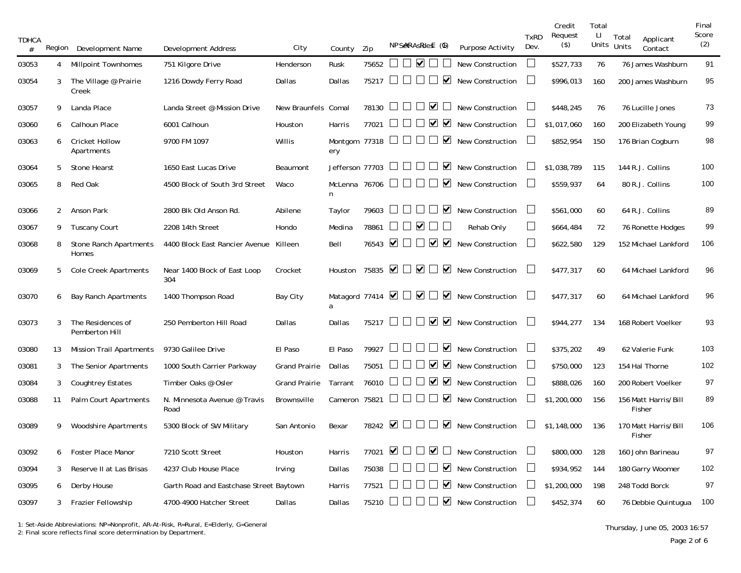| TDHCA # | Region | Development Name | Development Address | City | County | Zip | NP | AR | R | E | G | Purpose Activity | TxRD Dev. | Credit Request ($) | Total LI Units | Total Units | Applicant Contact | Final Score (2) |
|---|---|---|---|---|---|---|---|---|---|---|---|---|---|---|---|---|---|---|
| 03053 | 4 | Millpoint Townhomes | 751 Kilgore Drive | Henderson | Rusk | 75652 | ☐ | ☐ | ☑ | ☐ | ☐ | New Construction | ☐ | $527,733 | 76 | 76 | James Washburn | 91 |
| 03054 | 3 | The Village @ Prairie Creek | 1216 Dowdy Ferry Road | Dallas | Dallas | 75217 | ☐ | ☐ | ☐ | ☐ | ☑ | New Construction | ☐ | $996,013 | 160 | 200 | James Washburn | 95 |
| 03057 | 9 | Landa Place | Landa Street @ Mission Drive | New Braunfels | Comal | 78130 | ☐ | ☐ | ☐ | ☑ | ☐ | New Construction | ☐ | $448,245 | 76 | 76 | Lucille Jones | 73 |
| 03060 | 6 | Calhoun Place | 6001 Calhoun | Houston | Harris | 77021 | ☐ | ☐ | ☐ | ☑ | ☑ | New Construction | ☐ | $1,017,060 | 160 | 200 | Elizabeth Young | 99 |
| 03063 | 6 | Cricket Hollow Apartments | 9700 FM 1097 | Willis | Montgomery | 77318 | ☐ | ☐ | ☐ | ☐ | ☑ | New Construction | ☐ | $852,954 | 150 | 176 | Brian Cogburn | 98 |
| 03064 | 5 | Stone Hearst | 1650 East Lucas Drive | Beaumont | Jefferson | 77703 | ☐ | ☐ | ☐ | ☐ | ☑ | New Construction | ☐ | $1,038,789 | 115 | 144 | R.J. Collins | 100 |
| 03065 | 8 | Red Oak | 4500 Block of South 3rd Street | Waco | McLennan | 76706 | ☐ | ☐ | ☐ | ☐ | ☑ | New Construction | ☐ | $559,937 | 64 | 80 | R.J. Collins | 100 |
| 03066 | 2 | Anson Park | 2800 Blk Old Anson Rd. | Abilene | Taylor | 79603 | ☐ | ☐ | ☐ | ☐ | ☑ | New Construction | ☐ | $561,000 | 60 | 64 | R.J. Collins | 89 |
| 03067 | 9 | Tuscany Court | 2208 14th Street | Hondo | Medina | 78861 | ☐ | ☐ | ☑ | ☐ | ☐ | Rehab Only | ☐ | $664,484 | 72 | 76 | Ronette Hodges | 99 |
| 03068 | 8 | Stone Ranch Apartments Homes | 4400 Block East Rancier Avenue | Killeen | Bell | 76543 | ☑ | ☐ | ☐ | ☑ | ☑ | New Construction | ☐ | $622,580 | 129 | 152 | Michael Lankford | 106 |
| 03069 | 5 | Cole Creek Apartments | Near 1400 Block of East Loop 304 | Crocket | Houston | 75835 | ☑ | ☐ | ☑ | ☐ | ☑ | New Construction | ☐ | $477,317 | 60 | 64 | Michael Lankford | 96 |
| 03070 | 6 | Bay Ranch Apartments | 1400 Thompson Road | Bay City | Matagorda | 77414 | ☑ | ☐ | ☑ | ☐ | ☑ | New Construction | ☐ | $477,317 | 60 | 64 | Michael Lankford | 96 |
| 03073 | 3 | The Residences of Pemberton Hill | 250 Pemberton Hill Road | Dallas | Dallas | 75217 | ☐ | ☐ | ☐ | ☑ | ☑ | New Construction | ☐ | $944,277 | 134 | 168 | Robert Voelker | 93 |
| 03080 | 13 | Mission Trail Apartments | 9730 Galilee Drive | El Paso | El Paso | 79927 | ☐ | ☐ | ☐ | ☐ | ☑ | New Construction | ☐ | $375,202 | 49 | 62 | Valerie Funk | 103 |
| 03081 | 3 | The Senior Apartments | 1000 South Carrier Parkway | Grand Prairie | Dallas | 75051 | ☐ | ☐ | ☐ | ☑ | ☑ | New Construction | ☐ | $750,000 | 123 | 154 | Hal Thorne | 102 |
| 03084 | 3 | Coughtrey Estates | Timber Oaks @ Osler | Grand Prairie | Tarrant | 76010 | ☐ | ☐ | ☐ | ☑ | ☑ | New Construction | ☐ | $888,026 | 160 | 200 | Robert Voelker | 97 |
| 03088 | 11 | Palm Court Apartments | N. Minnesota Avenue @ Travis Road | Brownsville | Cameron | 75821 | ☐ | ☐ | ☐ | ☐ | ☑ | New Construction | ☐ | $1,200,000 | 156 | 156 | Matt Harris/Bill Fisher | 89 |
| 03089 | 9 | Woodshire Apartments | 5300 Block of SW Military | San Antonio | Bexar | 78242 | ☑ | ☐ | ☐ | ☐ | ☑ | New Construction | ☐ | $1,148,000 | 136 | 170 | Matt Harris/Bill Fisher | 106 |
| 03092 | 6 | Foster Place Manor | 7210 Scott Street | Houston | Harris | 77021 | ☑ | ☐ | ☐ | ☑ | ☐ | New Construction | ☐ | $800,000 | 128 | 160 | John Barineau | 97 |
| 03094 | 3 | Reserve II at Las Brisas | 4237 Club House Place | Irving | Dallas | 75038 | ☐ | ☐ | ☐ | ☐ | ☑ | New Construction | ☐ | $934,952 | 144 | 180 | Garry Woomer | 102 |
| 03095 | 6 | Derby House | Garth Road and Eastchase Street | Baytown | Harris | 77521 | ☐ | ☐ | ☐ | ☐ | ☑ | New Construction | ☐ | $1,200,000 | 198 | 248 | Todd Borck | 97 |
| 03097 | 3 | Frazier Fellowship | 4700-4900 Hatcher Street | Dallas | Dallas | 75210 | ☐ | ☐ | ☐ | ☐ | ☑ | New Construction | ☐ | $452,374 | 60 | 76 | Debbie Quintugua | 100 |

1: Set-Aside Abbreviations: NP=Nonprofit, AR-At-Risk, R=Rural, E=Elderly, G=General
2: Final score reflects final score determination by Department.

Thursday, June 05, 2003 16:57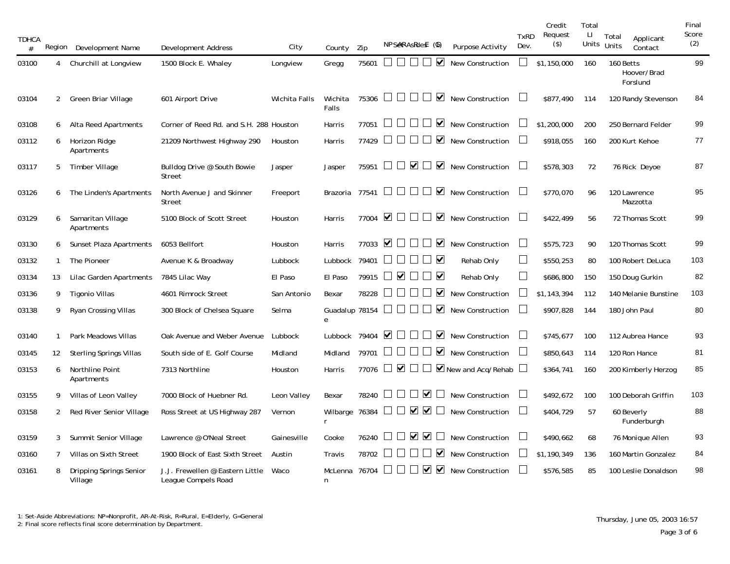| TDHCA # | Region | Development Name | Development Address | City | County | Zip | NP | AR | R | E | G | Purpose Activity | TxRD Dev. | Credit Request ($) | Total LI Units | Total Units | Applicant Contact | Final Score (2) |
|---|---|---|---|---|---|---|---|---|---|---|---|---|---|---|---|---|---|---|
| 03100 | 4 | Churchill at Longview | 1500 Block E. Whaley | Longview | Gregg | 75601 | ☐ | ☐ | ☐ | ☐ | ☑ | New Construction | ☐ | $1,150,000 | 160 | 160 | Betts Hoover/Brad Forslund | 99 |
| 03104 | 2 | Green Briar Village | 601 Airport Drive | Wichita Falls | Wichita Falls | 75306 | ☐ | ☐ | ☐ | ☐ | ☑ | New Construction | ☐ | $877,490 | 114 | 120 | Randy Stevenson | 84 |
| 03108 | 6 | Alta Reed Apartments | Corner of Reed Rd. and S.H. 288 | Houston | Harris | 77051 | ☐ | ☐ | ☐ | ☐ | ☑ | New Construction | ☐ | $1,200,000 | 200 | 250 | Bernard Felder | 99 |
| 03112 | 6 | Horizon Ridge Apartments | 21209 Northwest Highway 290 | Houston | Harris | 77429 | ☐ | ☐ | ☐ | ☐ | ☑ | New Construction | ☐ | $918,055 | 160 | 200 | Kurt Kehoe | 77 |
| 03117 | 5 | Timber Village | Bulldog Drive @ South Bowie Street | Jasper | Jasper | 75951 | ☐ | ☐ | ☑ | ☐ | ☑ | New Construction | ☐ | $578,303 | 72 | 76 | Rick Deyoe | 87 |
| 03126 | 6 | The Linden's Apartments | North Avenue J and Skinner Street | Freeport | Brazoria | 77541 | ☐ | ☐ | ☐ | ☐ | ☑ | New Construction | ☐ | $770,070 | 96 | 120 | Lawrence Mazzotta | 95 |
| 03129 | 6 | Samaritan Village Apartments | 5100 Block of Scott Street | Houston | Harris | 77004 | ☑ | ☐ | ☐ | ☐ | ☑ | New Construction | ☐ | $422,499 | 56 | 72 | Thomas Scott | 99 |
| 03130 | 6 | Sunset Plaza Apartments | 6053 Bellfort | Houston | Harris | 77033 | ☑ | ☐ | ☐ | ☐ | ☑ | New Construction | ☐ | $575,723 | 90 | 120 | Thomas Scott | 99 |
| 03132 | 1 | The Pioneer | Avenue K & Broadway | Lubbock | Lubbock | 79401 | ☐ | ☐ | ☐ | ☐ | ☑ | Rehab Only | ☐ | $550,253 | 80 | 100 | Robert DeLuca | 103 |
| 03134 | 13 | Lilac Garden Apartments | 7845 Lilac Way | El Paso | El Paso | 79915 | ☐ | ☑ | ☐ | ☐ | ☑ | Rehab Only | ☐ | $686,800 | 150 | 150 | Doug Gurkin | 82 |
| 03136 | 9 | Tigonio Villas | 4601 Rimrock Street | San Antonio | Bexar | 78228 | ☐ | ☐ | ☐ | ☐ | ☑ | New Construction | ☐ | $1,143,394 | 112 | 140 | Melanie Bunstine | 103 |
| 03138 | 9 | Ryan Crossing Villas | 300 Block of Chelsea Square | Selma | Guadalupe | 78154 | ☐ | ☐ | ☐ | ☐ | ☑ | New Construction | ☐ | $907,828 | 144 | 180 | John Paul | 80 |
| 03140 | 1 | Park Meadows Villas | Oak Avenue and Weber Avenue | Lubbock | Lubbock | 79404 | ☑ | ☐ | ☐ | ☐ | ☑ | New Construction | ☐ | $745,677 | 100 | 112 | Aubrea Hance | 93 |
| 03145 | 12 | Sterling Springs Villas | South side of E. Golf Course | Midland | Midland | 79701 | ☐ | ☐ | ☐ | ☐ | ☑ | New Construction | ☐ | $850,643 | 114 | 120 | Ron Hance | 81 |
| 03153 | 6 | Northline Point Apartments | 7313 Northline | Houston | Harris | 77076 | ☐ | ☑ | ☐ | ☐ | ☑ | New and Acq/Rehab | ☐ | $364,741 | 160 | 200 | Kimberly Herzog | 85 |
| 03155 | 9 | Villas of Leon Valley | 7000 Block of Huebner Rd. | Leon Valley | Bexar | 78240 | ☐ | ☐ | ☐ | ☑ | ☐ | New Construction | ☐ | $492,672 | 100 | 100 | Deborah Griffin | 103 |
| 03158 | 2 | Red River Senior Village | Ross Street at US Highway 287 | Vernon | Wilbarger | 76384 | ☐ | ☐ | ☑ | ☑ | ☐ | New Construction | ☐ | $404,729 | 57 | 60 | Beverly Funderburgh | 88 |
| 03159 | 3 | Summit Senior Village | Lawrence @ O'Neal Street | Gainesville | Cooke | 76240 | ☐ | ☐ | ☑ | ☑ | ☐ | New Construction | ☐ | $490,662 | 68 | 76 | Monique Allen | 93 |
| 03160 | 7 | Villas on Sixth Street | 1900 Block of East Sixth Street | Austin | Travis | 78702 | ☐ | ☐ | ☐ | ☐ | ☑ | New Construction | ☐ | $1,190,349 | 136 | 160 | Martin Gonzalez | 84 |
| 03161 | 8 | Dripping Springs Senior Village | J.J. Frewellen @ Eastern Little League Compels Road | Waco | McLennan | 76704 | ☐ | ☐ | ☐ | ☑ | ☑ | New Construction | ☐ | $576,585 | 85 | 100 | Leslie Donaldson | 98 |

1: Set-Aside Abbreviations: NP=Nonprofit, AR-At-Risk, R=Rural, E=Elderly, G=General
2: Final score reflects final score determination by Department.

Thursday, June 05, 2003 16:57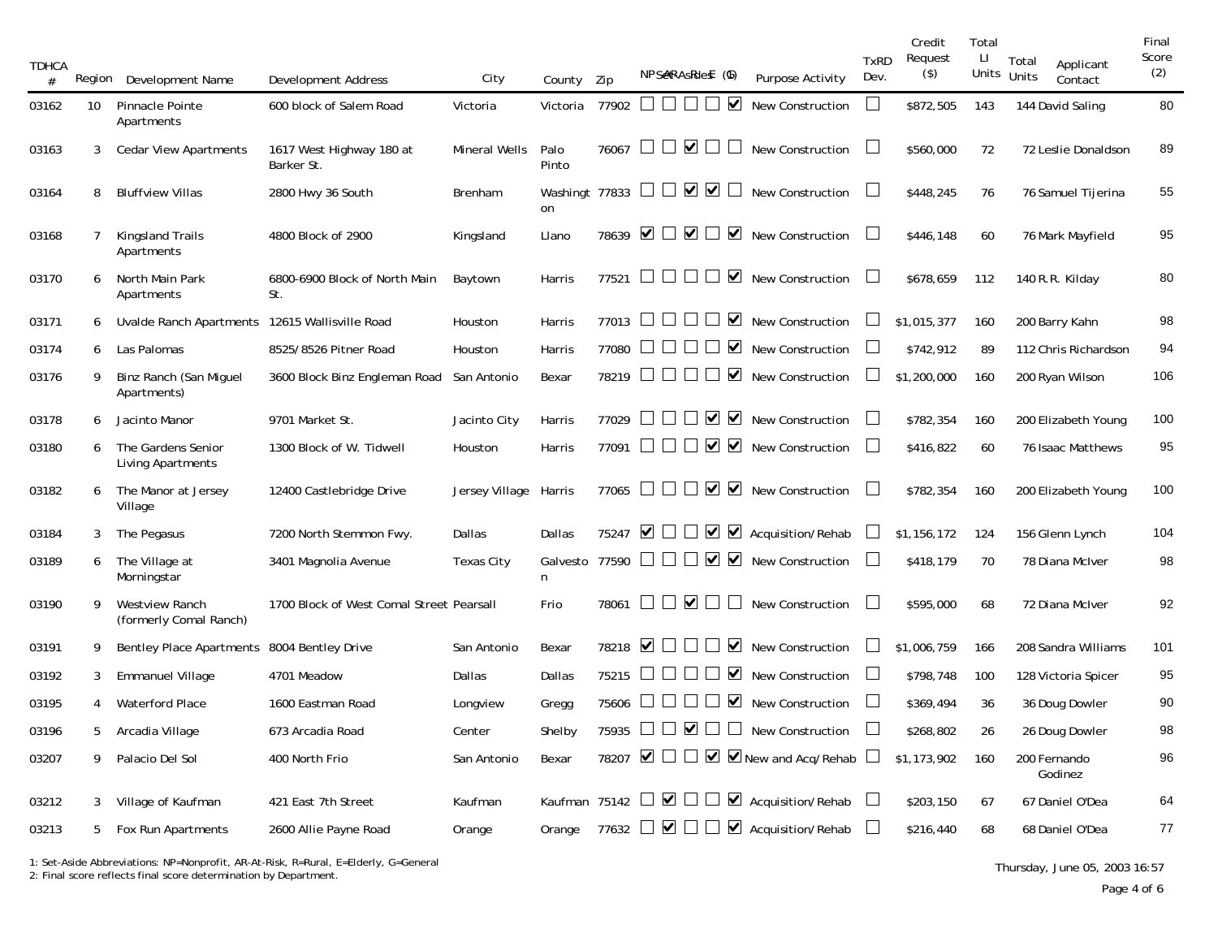| TDHCA # | Region | Development Name | Development Address | City | County | Zip | NP | AR | R | E | G | Purpose Activity | TxRD Dev. | Credit Request ($) | Total LI Units | Total Units | Applicant Contact | Final Score (2) |
|---|---|---|---|---|---|---|---|---|---|---|---|---|---|---|---|---|---|---|
| 03162 | 10 | Pinnacle Pointe Apartments | 600 block of Salem Road | Victoria | Victoria | 77902 | ☐ | ☐ | ☐ | ☐ | ☑ | New Construction | ☐ | $872,505 | 143 | 144 | David Saling | 80 |
| 03163 | 3 | Cedar View Apartments | 1617 West Highway 180 at Barker St. | Mineral Wells | Palo Pinto | 76067 | ☐ | ☐ | ☑ | ☐ | ☐ | New Construction | ☐ | $560,000 | 72 | 72 | Leslie Donaldson | 89 |
| 03164 | 8 | Bluffview Villas | 2800 Hwy 36 South | Brenham | Washington | 77833 | ☐ | ☐ | ☑ | ☑ | ☐ | New Construction | ☐ | $448,245 | 76 | 76 | Samuel Tijerina | 55 |
| 03168 | 7 | Kingsland Trails Apartments | 4800 Block of 2900 | Kingsland | Llano | 78639 | ☑ | ☐ | ☑ | ☐ | ☑ | New Construction | ☐ | $446,148 | 60 | 76 | Mark Mayfield | 95 |
| 03170 | 6 | North Main Park Apartments | 6800-6900 Block of North Main St. | Baytown | Harris | 77521 | ☐ | ☐ | ☐ | ☐ | ☑ | New Construction | ☐ | $678,659 | 112 | 140 | R.R. Kilday | 80 |
| 03171 | 6 | Uvalde Ranch Apartments | 12615 Wallisville Road | Houston | Harris | 77013 | ☐ | ☐ | ☐ | ☐ | ☑ | New Construction | ☐ | $1,015,377 | 160 | 200 | Barry Kahn | 98 |
| 03174 | 6 | Las Palomas | 8525/8526 Pitner Road | Houston | Harris | 77080 | ☐ | ☐ | ☐ | ☐ | ☑ | New Construction | ☐ | $742,912 | 89 | 112 | Chris Richardson | 94 |
| 03176 | 9 | Binz Ranch (San Miguel Apartments) | 3600 Block Binz Engleman Road | San Antonio | Bexar | 78219 | ☐ | ☐ | ☐ | ☐ | ☑ | New Construction | ☐ | $1,200,000 | 160 | 200 | Ryan Wilson | 106 |
| 03178 | 6 | Jacinto Manor | 9701 Market St. | Jacinto City | Harris | 77029 | ☐ | ☐ | ☐ | ☑ | ☑ | New Construction | ☐ | $782,354 | 160 | 200 | Elizabeth Young | 100 |
| 03180 | 6 | The Gardens Senior Living Apartments | 1300 Block of W. Tidwell | Houston | Harris | 77091 | ☐ | ☐ | ☐ | ☑ | ☑ | New Construction | ☐ | $416,822 | 60 | 76 | Isaac Matthews | 95 |
| 03182 | 6 | The Manor at Jersey Village | 12400 Castlebridge Drive | Jersey Village | Harris | 77065 | ☐ | ☐ | ☐ | ☑ | ☑ | New Construction | ☐ | $782,354 | 160 | 200 | Elizabeth Young | 100 |
| 03184 | 3 | The Pegasus | 7200 North Stemmon Fwy. | Dallas | Dallas | 75247 | ☑ | ☐ | ☐ | ☑ | ☑ | Acquisition/Rehab | ☐ | $1,156,172 | 124 | 156 | Glenn Lynch | 104 |
| 03189 | 6 | The Village at Morningstar | 3401 Magnolia Avenue | Texas City | Galveston | 77590 | ☐ | ☐ | ☐ | ☑ | ☑ | New Construction | ☐ | $418,179 | 70 | 78 | Diana McIver | 98 |
| 03190 | 9 | Westview Ranch (formerly Comal Ranch) | 1700 Block of West Comal Street | Pearsall | Frio | 78061 | ☐ | ☐ | ☑ | ☐ | ☐ | New Construction | ☐ | $595,000 | 68 | 72 | Diana McIver | 92 |
| 03191 | 9 | Bentley Place Apartments | 8004 Bentley Drive | San Antonio | Bexar | 78218 | ☑ | ☐ | ☐ | ☐ | ☑ | New Construction | ☐ | $1,006,759 | 166 | 208 | Sandra Williams | 101 |
| 03192 | 3 | Emmanuel Village | 4701 Meadow | Dallas | Dallas | 75215 | ☐ | ☐ | ☐ | ☐ | ☑ | New Construction | ☐ | $798,748 | 100 | 128 | Victoria Spicer | 95 |
| 03195 | 4 | Waterford Place | 1600 Eastman Road | Longview | Gregg | 75606 | ☐ | ☐ | ☐ | ☐ | ☑ | New Construction | ☐ | $369,494 | 36 | 36 | Doug Dowler | 90 |
| 03196 | 5 | Arcadia Village | 673 Arcadia Road | Center | Shelby | 75935 | ☐ | ☐ | ☑ | ☐ | ☐ | New Construction | ☐ | $268,802 | 26 | 26 | Doug Dowler | 98 |
| 03207 | 9 | Palacio Del Sol | 400 North Frio | San Antonio | Bexar | 78207 | ☑ | ☐ | ☐ | ☑ | ☑ | New and Acq/Rehab | ☐ | $1,173,902 | 160 | 200 | Fernando Godinez | 96 |
| 03212 | 3 | Village of Kaufman | 421 East 7th Street | Kaufman | Kaufman | 75142 | ☐ | ☑ | ☐ | ☐ | ☑ | Acquisition/Rehab | ☐ | $203,150 | 67 | 67 | Daniel O'Dea | 64 |
| 03213 | 5 | Fox Run Apartments | 2600 Allie Payne Road | Orange | Orange | 77632 | ☐ | ☑ | ☐ | ☐ | ☑ | Acquisition/Rehab | ☐ | $216,440 | 68 | 68 | Daniel O'Dea | 77 |

Set-Asides (1): NP, AR, R, E, G

1: Set-Aside Abbreviations: NP=Nonprofit, AR=At-Risk, R=Rural, E=Elderly, G=General
2: Final score reflects final score determination by Department.

Thursday, June 05, 2003 16:57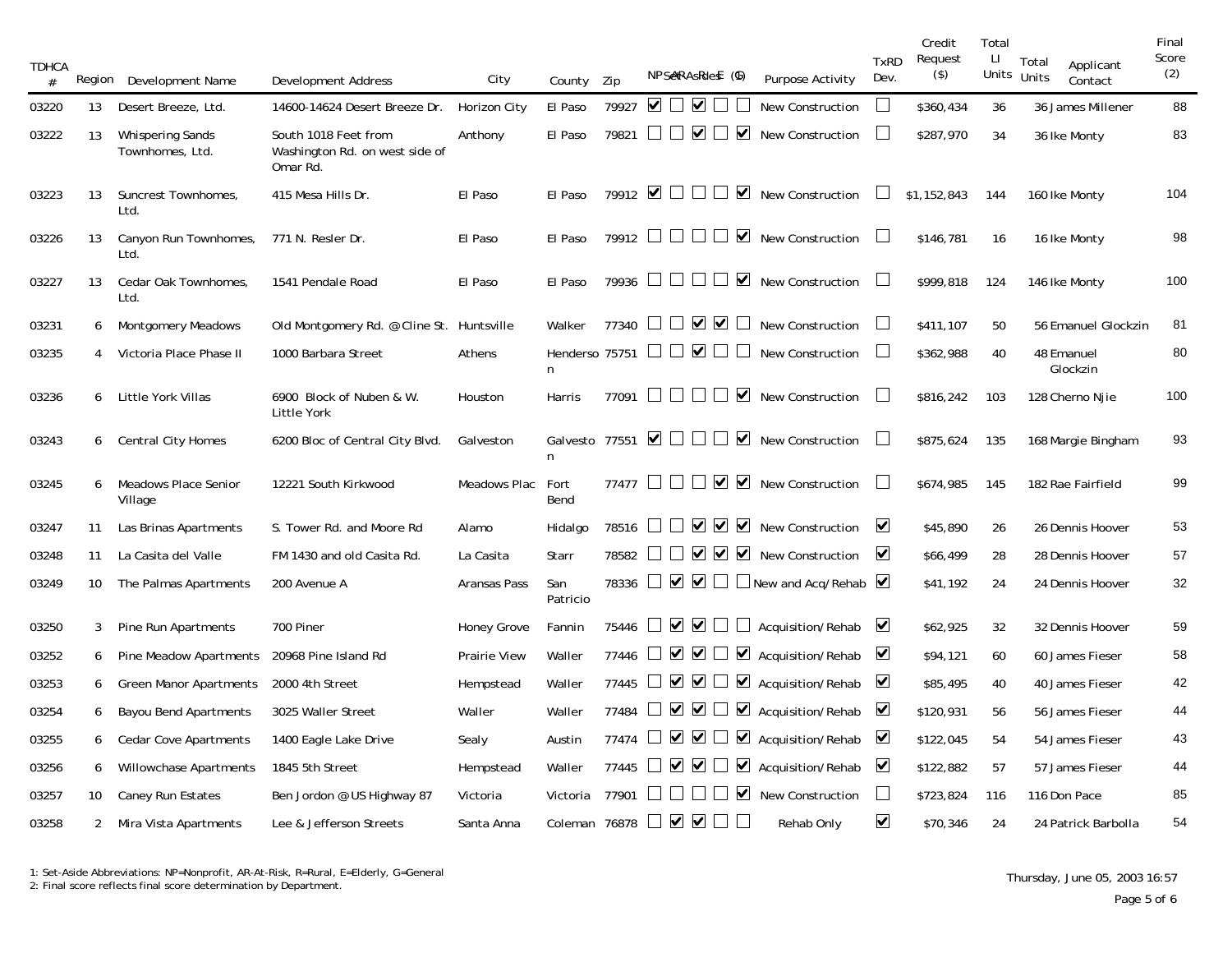| TDHCA # | Region | Development Name | Development Address | City | County | Zip | NP | AR | R | E | G | Purpose Activity | TxRD Dev. | Credit Request ($) | Total LI Units | Total Units | Applicant Contact | Final Score (2) |
|---|---|---|---|---|---|---|---|---|---|---|---|---|---|---|---|---|---|---|
| 03220 | 13 | Desert Breeze, Ltd. | 14600-14624 Desert Breeze Dr. | Horizon City | El Paso | 79927 | ☑ | ☐ | ☑ | ☐ | ☐ | New Construction | ☐ | $360,434 | 36 | 36 | James Millener | 88 |
| 03222 | 13 | Whispering Sands Townhomes, Ltd. | South 1018 Feet from Washington Rd. on west side of Omar Rd. | Anthony | El Paso | 79821 | ☐ | ☐ | ☑ | ☐ | ☑ | New Construction | ☐ | $287,970 | 34 | 36 | Ike Monty | 83 |
| 03223 | 13 | Suncrest Townhomes, Ltd. | 415 Mesa Hills Dr. | El Paso | El Paso | 79912 | ☑ | ☐ | ☐ | ☐ | ☑ | New Construction | ☐ | $1,152,843 | 144 | 160 | Ike Monty | 104 |
| 03226 | 13 | Canyon Run Townhomes, Ltd. | 771 N. Resler Dr. | El Paso | El Paso | 79912 | ☐ | ☐ | ☐ | ☐ | ☑ | New Construction | ☐ | $146,781 | 16 | 16 | Ike Monty | 98 |
| 03227 | 13 | Cedar Oak Townhomes, Ltd. | 1541 Pendale Road | El Paso | El Paso | 79936 | ☐ | ☐ | ☐ | ☐ | ☑ | New Construction | ☐ | $999,818 | 124 | 146 | Ike Monty | 100 |
| 03231 | 6 | Montgomery Meadows | Old Montgomery Rd. @ Cline St. | Huntsville | Walker | 77340 | ☐ | ☐ | ☑ | ☑ | ☐ | New Construction | ☐ | $411,107 | 50 | 56 | Emanuel Glockzin | 81 |
| 03235 | 4 | Victoria Place Phase II | 1000 Barbara Street | Athens | Henderson | 75751 | ☐ | ☐ | ☑ | ☐ | ☐ | New Construction | ☐ | $362,988 | 40 | 48 | Emanuel Glockzin | 80 |
| 03236 | 6 | Little York Villas | 6900 Block of Nuben & W. Little York | Houston | Harris | 77091 | ☐ | ☐ | ☐ | ☐ | ☑ | New Construction | ☐ | $816,242 | 103 | 128 | Cherno Njie | 100 |
| 03243 | 6 | Central City Homes | 6200 Bloc of Central City Blvd. | Galveston | Galveston | 77551 | ☑ | ☐ | ☐ | ☐ | ☑ | New Construction | ☐ | $875,624 | 135 | 168 | Margie Bingham | 93 |
| 03245 | 6 | Meadows Place Senior Village | 12221 South Kirkwood | Meadows Plac | Fort Bend | 77477 | ☐ | ☐ | ☐ | ☑ | ☑ | New Construction | ☐ | $674,985 | 145 | 182 | Rae Fairfield | 99 |
| 03247 | 11 | Las Brinas Apartments | S. Tower Rd. and Moore Rd | Alamo | Hidalgo | 78516 | ☐ | ☐ | ☑ | ☑ | ☑ | New Construction | ☑ | $45,890 | 26 | 26 | Dennis Hoover | 53 |
| 03248 | 11 | La Casita del Valle | FM 1430 and old Casita Rd. | La Casita | Starr | 78582 | ☐ | ☐ | ☑ | ☑ | ☑ | New Construction | ☑ | $66,499 | 28 | 28 | Dennis Hoover | 57 |
| 03249 | 10 | The Palmas Apartments | 200 Avenue A | Aransas Pass | San Patricio | 78336 | ☐ | ☑ | ☑ | ☐ | ☐ | New and Acq/Rehab | ☑ | $41,192 | 24 | 24 | Dennis Hoover | 32 |
| 03250 | 3 | Pine Run Apartments | 700 Piner | Honey Grove | Fannin | 75446 | ☐ | ☑ | ☑ | ☐ | ☐ | Acquisition/Rehab | ☑ | $62,925 | 32 | 32 | Dennis Hoover | 59 |
| 03252 | 6 | Pine Meadow Apartments | 20968 Pine Island Rd | Prairie View | Waller | 77446 | ☐ | ☑ | ☑ | ☐ | ☑ | Acquisition/Rehab | ☑ | $94,121 | 60 | 60 | James Fieser | 58 |
| 03253 | 6 | Green Manor Apartments | 2000 4th Street | Hempstead | Waller | 77445 | ☐ | ☑ | ☑ | ☐ | ☑ | Acquisition/Rehab | ☑ | $85,495 | 40 | 40 | James Fieser | 42 |
| 03254 | 6 | Bayou Bend Apartments | 3025 Waller Street | Waller | Waller | 77484 | ☐ | ☑ | ☑ | ☐ | ☑ | Acquisition/Rehab | ☑ | $120,931 | 56 | 56 | James Fieser | 44 |
| 03255 | 6 | Cedar Cove Apartments | 1400 Eagle Lake Drive | Sealy | Austin | 77474 | ☐ | ☑ | ☑ | ☐ | ☑ | Acquisition/Rehab | ☑ | $122,045 | 54 | 54 | James Fieser | 43 |
| 03256 | 6 | Willowchase Apartments | 1845 5th Street | Hempstead | Waller | 77445 | ☐ | ☑ | ☑ | ☐ | ☑ | Acquisition/Rehab | ☑ | $122,882 | 57 | 57 | James Fieser | 44 |
| 03257 | 10 | Caney Run Estates | Ben Jordon @ US Highway 87 | Victoria | Victoria | 77901 | ☐ | ☐ | ☐ | ☐ | ☑ | New Construction | ☐ | $723,824 | 116 | 116 | Don Pace | 85 |
| 03258 | 2 | Mira Vista Apartments | Lee & Jefferson Streets | Santa Anna | Coleman | 76878 | ☐ | ☑ | ☑ | ☐ | ☐ | Rehab Only | ☑ | $70,346 | 24 | 24 | Patrick Barbolla | 54 |

1: Set-Aside Abbreviations: NP=Nonprofit, AR-At-Risk, R=Rural, E=Elderly, G=General
2: Final score reflects final score determination by Department.

Thursday, June 05, 2003 16:57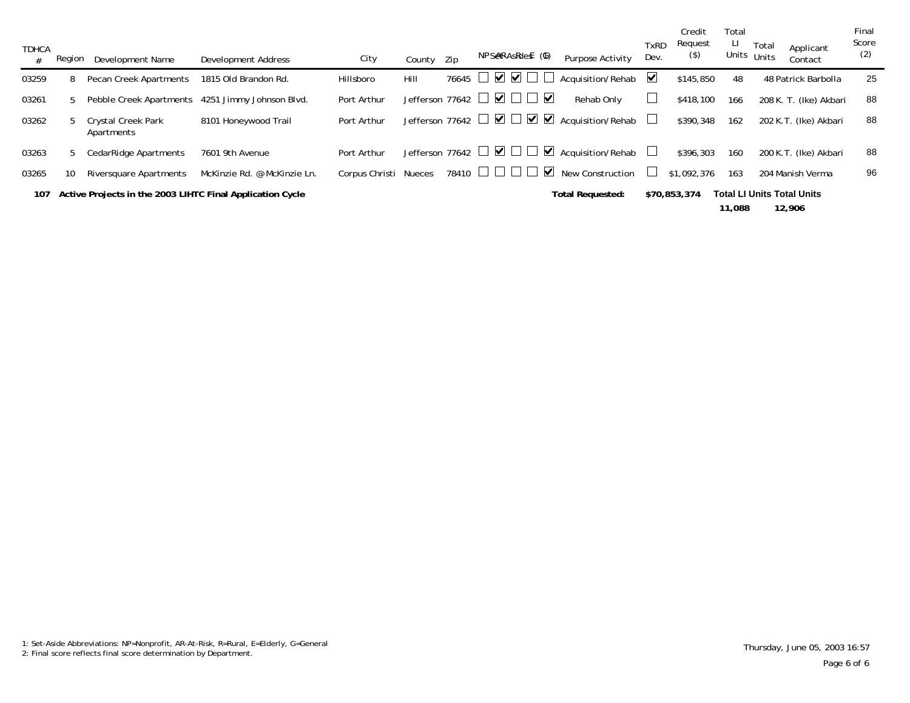| TDHCA # | Region | Development Name | Development Address | City | County | Zip | Set Aside (1) NP | AR | R | E | G | Purpose Activity | TxRD Dev. | Credit Request ($) | Total LI Units | Total Units | Applicant Contact | Final Score (2) |
|---|---|---|---|---|---|---|---|---|---|---|---|---|---|---|---|---|---|---|
| 03259 | 8 | Pecan Creek Apartments | 1815 Old Brandon Rd. | Hillsboro | Hill | 76645 | ☐ | ☑ | ☑ | ☐ | ☐ | Acquisition/Rehab | ☑ | $145,850 | 48 | 48 | Patrick Barbolla | 25 |
| 03261 | 5 | Pebble Creek Apartments | 4251 Jimmy Johnson Blvd. | Port Arthur | Jefferson | 77642 | ☐ | ☑ | ☐ | ☐ | ☑ | Rehab Only | ☐ | $418,100 | 166 | 208 | K. T. (Ike) Akbari | 88 |
| 03262 | 5 | Crystal Creek Park Apartments | 8101 Honeywood Trail | Port Arthur | Jefferson | 77642 | ☐ | ☑ | ☐ | ☑ | ☑ | Acquisition/Rehab | ☐ | $390,348 | 162 | 202 | K.T. (Ike) Akbari | 88 |
| 03263 | 5 | CedarRidge Apartments | 7601 9th Avenue | Port Arthur | Jefferson | 77642 | ☐ | ☑ | ☐ | ☐ | ☑ | Acquisition/Rehab | ☐ | $396,303 | 160 | 200 | K.T. (Ike) Akbari | 88 |
| 03265 | 10 | Riversquare Apartments | McKinzie Rd. @ McKinzie Ln. | Corpus Christi | Nueces | 78410 | ☐ | ☐ | ☐ | ☐ | ☑ | New Construction | ☐ | $1,092,376 | 163 | 204 | Manish Verma | 96 |

**107 Active Projects in the 2003 LIHTC Final Application Cycle**

**Total Requested: $70,853,374**

**Total LI Units: 11,088**

**Total Units: 12,906**

1: Set-Aside Abbreviations: NP=Nonprofit, AR-At-Risk, R=Rural, E=Elderly, G=General
2: Final score reflects final score determination by Department.